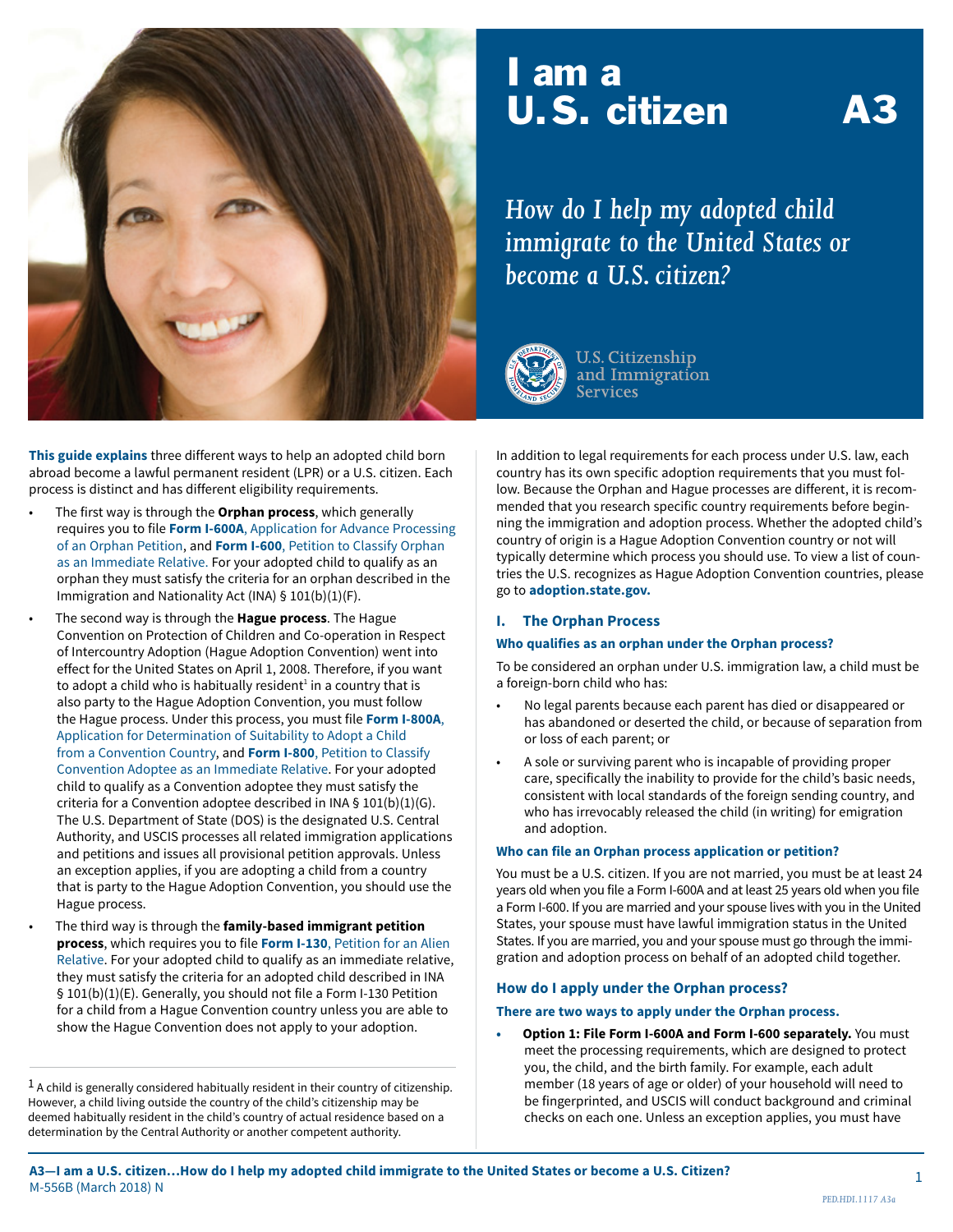# I am a U.S. citizen A3

*How do I help my adopted child immigrate to the United States or become a U.S. citizen?*

U.S. Citizenship and Immigration Services

**This guide explains** three different ways to help an adopted child born abroad become a lawful permanent resident (LPR) or a U.S. citizen. Each process is distinct and has different eligibility requirements.

- The first way is through the **Orphan process**, which generally requires you to file **Form I-600A**, Application for Advance Processing of an Orphan Petition, and **Form I-600**, Petition to Classify Orphan as an Immediate Relative. For your adopted child to qualify as an orphan they must satisfy the criteria for an orphan described in the Immigration and Nationality Act (INA) § 101(b)(1)(F).
- The second way is through the **Hague process**. The Hague Convention on Protection of Children and Co-operation in Respect of Intercountry Adoption (Hague Adoption Convention) went into effect for the United States on April 1, 2008. Therefore, if you want to adopt a child who is habitually resident[1] in a country that is also party to the Hague Adoption Convention, you must follow the Hague process. Under this process, you must file **Form I-800A**, Application for Determination of Suitability to Adopt a Child from a Convention Country, and **Form I-800**, Petition to Classify Convention Adoptee as an Immediate Relative. For your adopted child to qualify as a Convention adoptee they must satisfy the criteria for a Convention adoptee described in INA § 101(b)(1)(G). The U.S. Department of State (DOS) is the designated U.S. Central Authority, and USCIS processes all related immigration applications and petitions and issues all provisional petition approvals. Unless an exception applies, if you are adopting a child from a country that is party to the Hague Adoption Convention, you should use the Hague process.
- The third way is through the **family-based immigrant petition process**, which requires you to file **Form I-130**, Petition for an Alien Relative. For your adopted child to qualify as an immediate relative, they must satisfy the criteria for an adopted child described in INA § 101(b)(1)(E). Generally, you should not file a Form I-130 Petition for a child from a Hague Convention country unless you are able to show the Hague Convention does not apply to your adoption.

[1] A child is generally considered habitually resident in their country of citizenship. However, a child living outside the country of the child's citizenship may be deemed habitually resident in the child's country of actual residence based on a determination by the Central Authority or another competent authority.

In addition to legal requirements for each process under U.S. law, each country has its own specific adoption requirements that you must follow. Because the Orphan and Hague processes are different, it is recommended that you research specific country requirements before beginning the immigration and adoption process. Whether the adopted child's country of origin is a Hague Adoption Convention country or not will typically determine which process you should use. To view a list of countries the U.S. recognizes as Hague Adoption Convention countries, please go to **adoption.state.gov.**

## I. The Orphan Process

### Who qualifies as an orphan under the Orphan process?

To be considered an orphan under U.S. immigration law, a child must be a foreign-born child who has:

- No legal parents because each parent has died or disappeared or has abandoned or deserted the child, or because of separation from or loss of each parent; or
- A sole or surviving parent who is incapable of providing proper care, specifically the inability to provide for the child's basic needs, consistent with local standards of the foreign sending country, and who has irrevocably released the child (in writing) for emigration and adoption.

### Who can file an Orphan process application or petition?

You must be a U.S. citizen. If you are not married, you must be at least 24 years old when you file a Form I-600A and at least 25 years old when you file a Form I-600. If you are married and your spouse lives with you in the United States, your spouse must have lawful immigration status in the United States. If you are married, you and your spouse must go through the immigration and adoption process on behalf of an adopted child together.

### How do I apply under the Orphan process?

**There are two ways to apply under the Orphan process.**

- **Option 1: File Form I-600A and Form I-600 separately.** You must meet the processing requirements, which are designed to protect you, the child, and the birth family. For example, each adult member (18 years of age or older) of your household will need to be fingerprinted, and USCIS will conduct background and criminal checks on each one. Unless an exception applies, you must have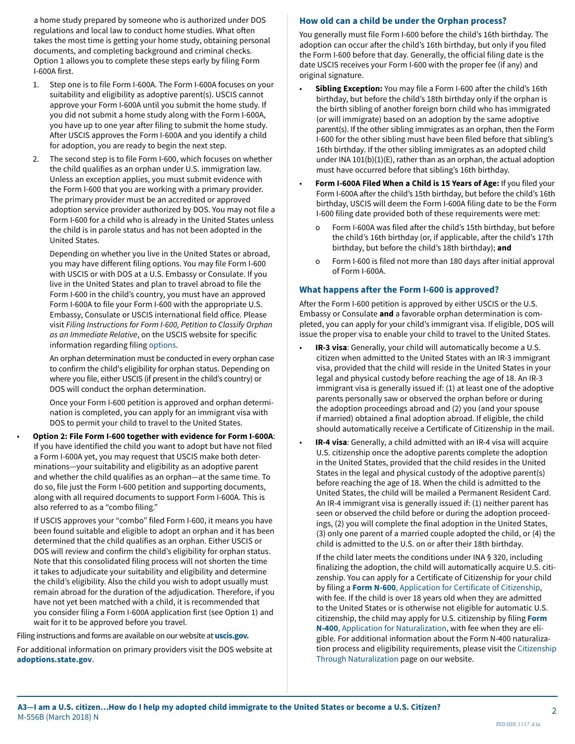a home study prepared by someone who is authorized under DOS regulations and local law to conduct home studies. What often takes the most time is getting your home study, obtaining personal documents, and completing background and criminal checks. Option 1 allows you to complete these steps early by filing Form I-600A first.

1. Step one is to file Form I-600A. The Form I-600A focuses on your suitability and eligibility as adoptive parent(s). USCIS cannot approve your Form I-600A until you submit the home study. If you did not submit a home study along with the Form I-600A, you have up to one year after filing to submit the home study. After USCIS approves the Form I-600A and you identify a child for adoption, you are ready to begin the next step.

2. The second step is to file Form I-600, which focuses on whether the child qualifies as an orphan under U.S. immigration law. Unless an exception applies, you must submit evidence with the Form I-600 that you are working with a primary provider. The primary provider must be an accredited or approved adoption service provider authorized by DOS. You may not file a Form I-600 for a child who is already in the United States unless the child is in parole status and has not been adopted in the United States.

   Depending on whether you live in the United States or abroad, you may have different filing options. You may file Form I-600 with USCIS or with DOS at a U.S. Embassy or Consulate. If you live in the United States and plan to travel abroad to file the Form I-600 in the child's country, you must have an approved Form I-600A to file your Form I-600 with the appropriate U.S. Embassy, Consulate or USCIS international field office. Please visit *Filing Instructions for Form I-600, Petition to Classify Orphan as an Immediate Relative*, on the USCIS website for specific information regarding filing options.

   An orphan determination must be conducted in every orphan case to confirm the child's eligibility for orphan status. Depending on where you file, either USCIS (if present in the child's country) or DOS will conduct the orphan determination.

   Once your Form I-600 petition is approved and orphan determination is completed, you can apply for an immigrant visa with DOS to permit your child to travel to the United States.

- **Option 2: File Form I-600 together with evidence for Form I-600A**: If you have identified the child you want to adopt but have not filed a Form I-600A yet, you may request that USCIS make both determinations—your suitability and eligibility as an adoptive parent and whether the child qualifies as an orphan—at the same time. To do so, file just the Form I-600 petition and supporting documents, along with all required documents to support Form I-600A. This is also referred to as a "combo filing."

  If USCIS approves your "combo" filed Form I-600, it means you have been found suitable and eligible to adopt an orphan and it has been determined that the child qualifies as an orphan. Either USCIS or DOS will review and confirm the child's eligibility for orphan status. Note that this consolidated filing process will not shorten the time it takes to adjudicate your suitability and eligibility and determine the child's eligibility. Also the child you wish to adopt usually must remain abroad for the duration of the adjudication. Therefore, if you have not yet been matched with a child, it is recommended that you consider filing a Form I-600A application first (see Option 1) and wait for it to be approved before you travel.

Filing instructions and forms are available on our website at **uscis.gov.**

For additional information on primary providers visit the DOS website at **adoptions.state.gov**.

### How old can a child be under the Orphan process?

You generally must file Form I-600 before the child's 16th birthday. The adoption can occur after the child's 16th birthday, but only if you filed the Form I-600 before that day. Generally, the official filing date is the date USCIS receives your Form I-600 with the proper fee (if any) and original signature.

- **Sibling Exception:** You may file a Form I-600 after the child's 16th birthday, but before the child's 18th birthday only if the orphan is the birth sibling of another foreign born child who has immigrated (or will immigrate) based on an adoption by the same adoptive parent(s). If the other sibling immigrates as an orphan, then the Form I-600 for the other sibling must have been filed before that sibling's 16th birthday. If the other sibling immigrates as an adopted child under INA 101(b)(1)(E), rather than as an orphan, the actual adoption must have occurred before that sibling's 16th birthday.
- **Form I-600A Filed When a Child is 15 Years of Age:** If you filed your Form I-600A after the child's 15th birthday, but before the child's 16th birthday, USCIS will deem the Form I-600A filing date to be the Form I-600 filing date provided both of these requirements were met:
  - Form I-600A was filed after the child's 15th birthday, but before the child's 16th birthday (or, if applicable, after the child's 17th birthday, but before the child's 18th birthday); **and**
  - Form I-600 is filed not more than 180 days after initial approval of Form I-600A.

### What happens after the Form I-600 is approved?

After the Form I-600 petition is approved by either USCIS or the U.S. Embassy or Consulate **and** a favorable orphan determination is completed, you can apply for your child's immigrant visa. If eligible, DOS will issue the proper visa to enable your child to travel to the United States.

- **IR-3 visa**: Generally, your child will automatically become a U.S. citizen when admitted to the United States with an IR-3 immigrant visa, provided that the child will reside in the United States in your legal and physical custody before reaching the age of 18. An IR-3 immigrant visa is generally issued if: (1) at least one of the adoptive parents personally saw or observed the orphan before or during the adoption proceedings abroad and (2) you (and your spouse if married) obtained a final adoption abroad. If eligible, the child should automatically receive a Certificate of Citizenship in the mail.
- **IR-4 visa**: Generally, a child admitted with an IR-4 visa will acquire U.S. citizenship once the adoptive parents complete the adoption in the United States, provided that the child resides in the United States in the legal and physical custody of the adoptive parent(s) before reaching the age of 18. When the child is admitted to the United States, the child will be mailed a Permanent Resident Card. An IR-4 immigrant visa is generally issued if: (1) neither parent has seen or observed the child before or during the adoption proceedings, (2) you will complete the final adoption in the United States, (3) only one parent of a married couple adopted the child, or (4) the child is admitted to the U.S. on or after their 18th birthday.

  If the child later meets the conditions under INA § 320, including finalizing the adoption, the child will automatically acquire U.S. citizenship. You can apply for a Certificate of Citizenship for your child by filing a **Form N-600**, Application for Certificate of Citizenship, with fee. If the child is over 18 years old when they are admitted to the United States or is otherwise not eligible for automatic U.S. citizenship, the child may apply for U.S. citizenship by filing **Form N-400**, Application for Naturalization, with fee when they are eligible. For additional information about the Form N-400 naturalization process and eligibility requirements, please visit the Citizenship Through Naturalization page on our website.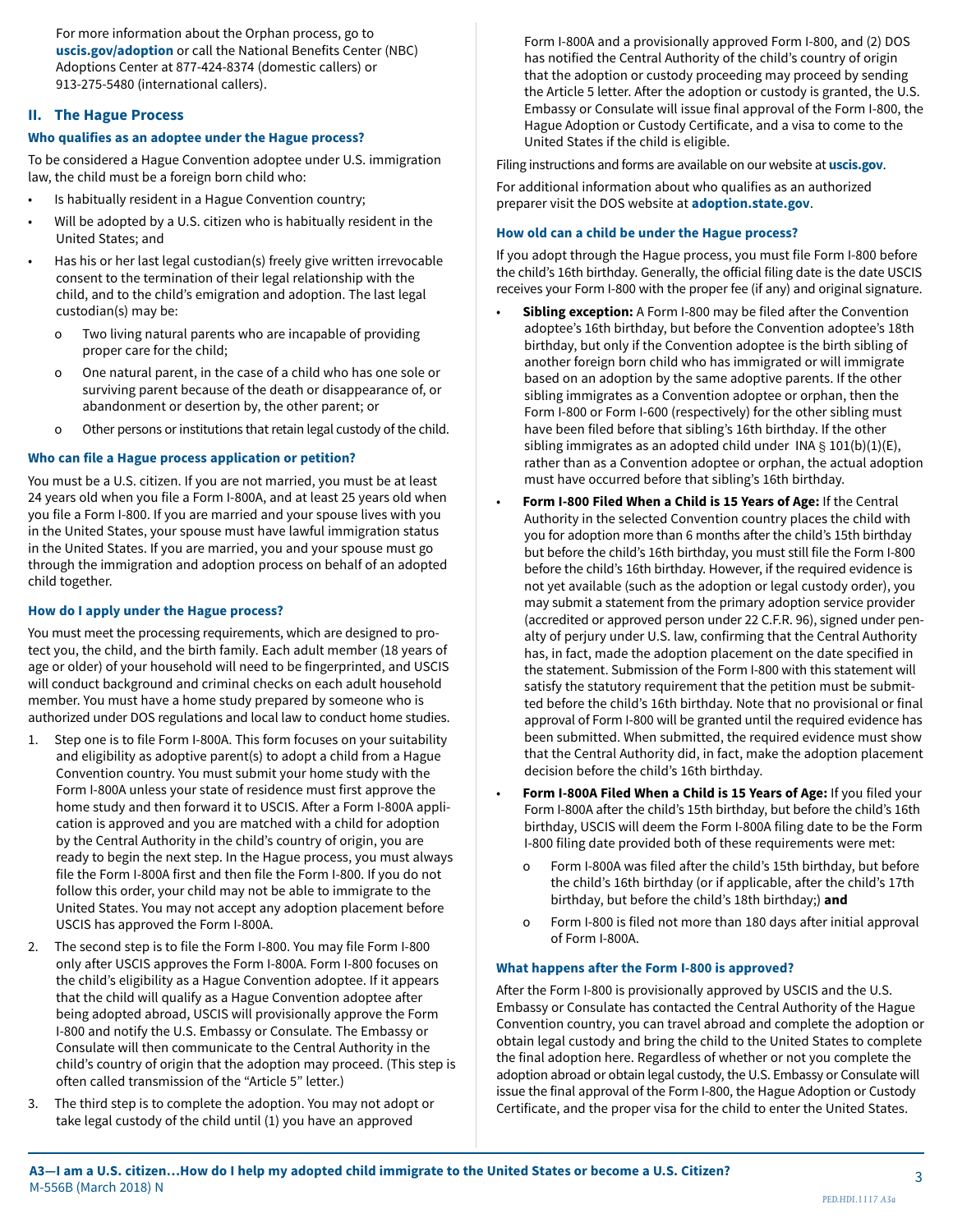For more information about the Orphan process, go to **uscis.gov/adoption** or call the National Benefits Center (NBC) Adoptions Center at 877-424-8374 (domestic callers) or 913-275-5480 (international callers).

## II. The Hague Process

### Who qualifies as an adoptee under the Hague process?

To be considered a Hague Convention adoptee under U.S. immigration law, the child must be a foreign born child who:

- Is habitually resident in a Hague Convention country;
- Will be adopted by a U.S. citizen who is habitually resident in the United States; and
- Has his or her last legal custodian(s) freely give written irrevocable consent to the termination of their legal relationship with the child, and to the child's emigration and adoption. The last legal custodian(s) may be:
  - Two living natural parents who are incapable of providing proper care for the child;
  - One natural parent, in the case of a child who has one sole or surviving parent because of the death or disappearance of, or abandonment or desertion by, the other parent; or
  - Other persons or institutions that retain legal custody of the child.

### Who can file a Hague process application or petition?

You must be a U.S. citizen. If you are not married, you must be at least 24 years old when you file a Form I-800A, and at least 25 years old when you file a Form I-800. If you are married and your spouse lives with you in the United States, your spouse must have lawful immigration status in the United States. If you are married, you and your spouse must go through the immigration and adoption process on behalf of an adopted child together.

### How do I apply under the Hague process?

You must meet the processing requirements, which are designed to protect you, the child, and the birth family. Each adult member (18 years of age or older) of your household will need to be fingerprinted, and USCIS will conduct background and criminal checks on each adult household member. You must have a home study prepared by someone who is authorized under DOS regulations and local law to conduct home studies.

1. Step one is to file Form I-800A. This form focuses on your suitability and eligibility as adoptive parent(s) to adopt a child from a Hague Convention country. You must submit your home study with the Form I-800A unless your state of residence must first approve the home study and then forward it to USCIS. After a Form I-800A application is approved and you are matched with a child for adoption by the Central Authority in the child's country of origin, you are ready to begin the next step. In the Hague process, you must always file the Form I-800A first and then file the Form I-800. If you do not follow this order, your child may not be able to immigrate to the United States. You may not accept any adoption placement before USCIS has approved the Form I-800A.
2. The second step is to file the Form I-800. You may file Form I-800 only after USCIS approves the Form I-800A. Form I-800 focuses on the child's eligibility as a Hague Convention adoptee. If it appears that the child will qualify as a Hague Convention adoptee after being adopted abroad, USCIS will provisionally approve the Form I-800 and notify the U.S. Embassy or Consulate. The Embassy or Consulate will then communicate to the Central Authority in the child's country of origin that the adoption may proceed. (This step is often called transmission of the "Article 5" letter.)
3. The third step is to complete the adoption. You may not adopt or take legal custody of the child until (1) you have an approved Form I-800A and a provisionally approved Form I-800, and (2) DOS has notified the Central Authority of the child's country of origin that the adoption or custody proceeding may proceed by sending the Article 5 letter. After the adoption or custody is granted, the U.S. Embassy or Consulate will issue final approval of the Form I-800, the Hague Adoption or Custody Certificate, and a visa to come to the United States if the child is eligible.

Filing instructions and forms are available on our website at **uscis.gov**.

For additional information about who qualifies as an authorized preparer visit the DOS website at **adoption.state.gov**.

### How old can a child be under the Hague process?

If you adopt through the Hague process, you must file Form I-800 before the child's 16th birthday. Generally, the official filing date is the date USCIS receives your Form I-800 with the proper fee (if any) and original signature.

- **Sibling exception:** A Form I-800 may be filed after the Convention adoptee's 16th birthday, but before the Convention adoptee's 18th birthday, but only if the Convention adoptee is the birth sibling of another foreign born child who has immigrated or will immigrate based on an adoption by the same adoptive parents. If the other sibling immigrates as a Convention adoptee or orphan, then the Form I-800 or Form I-600 (respectively) for the other sibling must have been filed before that sibling's 16th birthday. If the other sibling immigrates as an adopted child under INA § 101(b)(1)(E), rather than as a Convention adoptee or orphan, the actual adoption must have occurred before that sibling's 16th birthday.
- **Form I-800 Filed When a Child is 15 Years of Age:** If the Central Authority in the selected Convention country places the child with you for adoption more than 6 months after the child's 15th birthday but before the child's 16th birthday, you must still file the Form I-800 before the child's 16th birthday. However, if the required evidence is not yet available (such as the adoption or legal custody order), you may submit a statement from the primary adoption service provider (accredited or approved person under 22 C.F.R. 96), signed under penalty of perjury under U.S. law, confirming that the Central Authority has, in fact, made the adoption placement on the date specified in the statement. Submission of the Form I-800 with this statement will satisfy the statutory requirement that the petition must be submitted before the child's 16th birthday. Note that no provisional or final approval of Form I-800 will be granted until the required evidence has been submitted. When submitted, the required evidence must show that the Central Authority did, in fact, make the adoption placement decision before the child's 16th birthday.
- **Form I-800A Filed When a Child is 15 Years of Age:** If you filed your Form I-800A after the child's 15th birthday, but before the child's 16th birthday, USCIS will deem the Form I-800A filing date to be the Form I-800 filing date provided both of these requirements were met:
  - Form I-800A was filed after the child's 15th birthday, but before the child's 16th birthday (or if applicable, after the child's 17th birthday, but before the child's 18th birthday;) **and**
  - Form I-800 is filed not more than 180 days after initial approval of Form I-800A.

### What happens after the Form I-800 is approved?

After the Form I-800 is provisionally approved by USCIS and the U.S. Embassy or Consulate has contacted the Central Authority of the Hague Convention country, you can travel abroad and complete the adoption or obtain legal custody and bring the child to the United States to complete the final adoption here. Regardless of whether or not you complete the adoption abroad or obtain legal custody, the U.S. Embassy or Consulate will issue the final approval of the Form I-800, the Hague Adoption or Custody Certificate, and the proper visa for the child to enter the United States.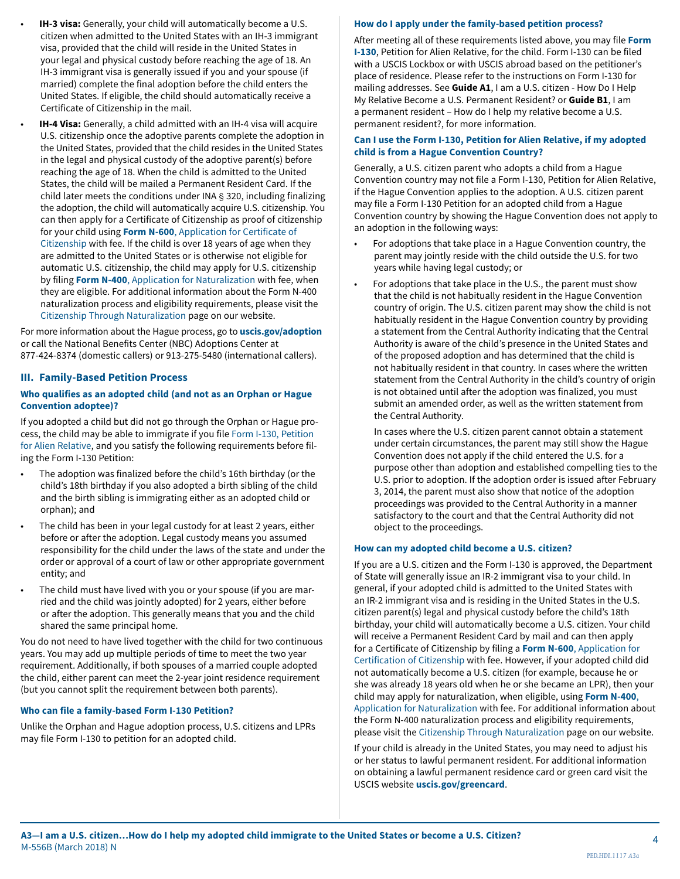- **IH-3 visa:** Generally, your child will automatically become a U.S. citizen when admitted to the United States with an IH-3 immigrant visa, provided that the child will reside in the United States in your legal and physical custody before reaching the age of 18. An IH-3 immigrant visa is generally issued if you and your spouse (if married) complete the final adoption before the child enters the United States. If eligible, the child should automatically receive a Certificate of Citizenship in the mail.
- **IH-4 Visa:** Generally, a child admitted with an IH-4 visa will acquire U.S. citizenship once the adoptive parents complete the adoption in the United States, provided that the child resides in the United States in the legal and physical custody of the adoptive parent(s) before reaching the age of 18. When the child is admitted to the United States, the child will be mailed a Permanent Resident Card. If the child later meets the conditions under INA § 320, including finalizing the adoption, the child will automatically acquire U.S. citizenship. You can then apply for a Certificate of Citizenship as proof of citizenship for your child using **Form N-600**, Application for Certificate of Citizenship with fee. If the child is over 18 years of age when they are admitted to the United States or is otherwise not eligible for automatic U.S. citizenship, the child may apply for U.S. citizenship by filing **Form N-400**, Application for Naturalization with fee, when they are eligible. For additional information about the Form N-400 naturalization process and eligibility requirements, please visit the Citizenship Through Naturalization page on our website.

For more information about the Hague process, go to **uscis.gov/adoption** or call the National Benefits Center (NBC) Adoptions Center at 877-424-8374 (domestic callers) or 913-275-5480 (international callers).

## III. Family-Based Petition Process

### Who qualifies as an adopted child (and not as an Orphan or Hague Convention adoptee)?

If you adopted a child but did not go through the Orphan or Hague process, the child may be able to immigrate if you file Form I-130, Petition for Alien Relative, and you satisfy the following requirements before filing the Form I-130 Petition:

- The adoption was finalized before the child's 16th birthday (or the child's 18th birthday if you also adopted a birth sibling of the child and the birth sibling is immigrating either as an adopted child or orphan); and
- The child has been in your legal custody for at least 2 years, either before or after the adoption. Legal custody means you assumed responsibility for the child under the laws of the state and under the order or approval of a court of law or other appropriate government entity; and
- The child must have lived with you or your spouse (if you are married and the child was jointly adopted) for 2 years, either before or after the adoption. This generally means that you and the child shared the same principal home.

You do not need to have lived together with the child for two continuous years. You may add up multiple periods of time to meet the two year requirement. Additionally, if both spouses of a married couple adopted the child, either parent can meet the 2-year joint residence requirement (but you cannot split the requirement between both parents).

### Who can file a family-based Form I-130 Petition?

Unlike the Orphan and Hague adoption process, U.S. citizens and LPRs may file Form I-130 to petition for an adopted child.

### How do I apply under the family-based petition process?

After meeting all of these requirements listed above, you may file **Form I-130**, Petition for Alien Relative, for the child. Form I-130 can be filed with a USCIS Lockbox or with USCIS abroad based on the petitioner's place of residence. Please refer to the instructions on Form I-130 for mailing addresses. See **Guide A1**, I am a U.S. citizen - How Do I Help My Relative Become a U.S. Permanent Resident? or **Guide B1**, I am a permanent resident – How do I help my relative become a U.S. permanent resident?, for more information.

### Can I use the Form I-130, Petition for Alien Relative, if my adopted child is from a Hague Convention Country?

Generally, a U.S. citizen parent who adopts a child from a Hague Convention country may not file a Form I-130, Petition for Alien Relative, if the Hague Convention applies to the adoption. A U.S. citizen parent may file a Form I-130 Petition for an adopted child from a Hague Convention country by showing the Hague Convention does not apply to an adoption in the following ways:

- For adoptions that take place in a Hague Convention country, the parent may jointly reside with the child outside the U.S. for two years while having legal custody; or
- For adoptions that take place in the U.S., the parent must show that the child is not habitually resident in the Hague Convention country of origin. The U.S. citizen parent may show the child is not habitually resident in the Hague Convention country by providing a statement from the Central Authority indicating that the Central Authority is aware of the child's presence in the United States and of the proposed adoption and has determined that the child is not habitually resident in that country. In cases where the written statement from the Central Authority in the child's country of origin is not obtained until after the adoption was finalized, you must submit an amended order, as well as the written statement from the Central Authority.

  In cases where the U.S. citizen parent cannot obtain a statement under certain circumstances, the parent may still show the Hague Convention does not apply if the child entered the U.S. for a purpose other than adoption and established compelling ties to the U.S. prior to adoption. If the adoption order is issued after February 3, 2014, the parent must also show that notice of the adoption proceedings was provided to the Central Authority in a manner satisfactory to the court and that the Central Authority did not object to the proceedings.

### How can my adopted child become a U.S. citizen?

If you are a U.S. citizen and the Form I-130 is approved, the Department of State will generally issue an IR-2 immigrant visa to your child. In general, if your adopted child is admitted to the United States with an IR-2 immigrant visa and is residing in the United States in the U.S. citizen parent(s) legal and physical custody before the child's 18th birthday, your child will automatically become a U.S. citizen. Your child will receive a Permanent Resident Card by mail and can then apply for a Certificate of Citizenship by filing a **Form N-600**, Application for Certification of Citizenship with fee. However, if your adopted child did not automatically become a U.S. citizen (for example, because he or she was already 18 years old when he or she became an LPR), then your child may apply for naturalization, when eligible, using **Form N-400**, Application for Naturalization with fee. For additional information about the Form N-400 naturalization process and eligibility requirements, please visit the Citizenship Through Naturalization page on our website.

If your child is already in the United States, you may need to adjust his or her status to lawful permanent resident. For additional information on obtaining a lawful permanent residence card or green card visit the USCIS website **uscis.gov/greencard**.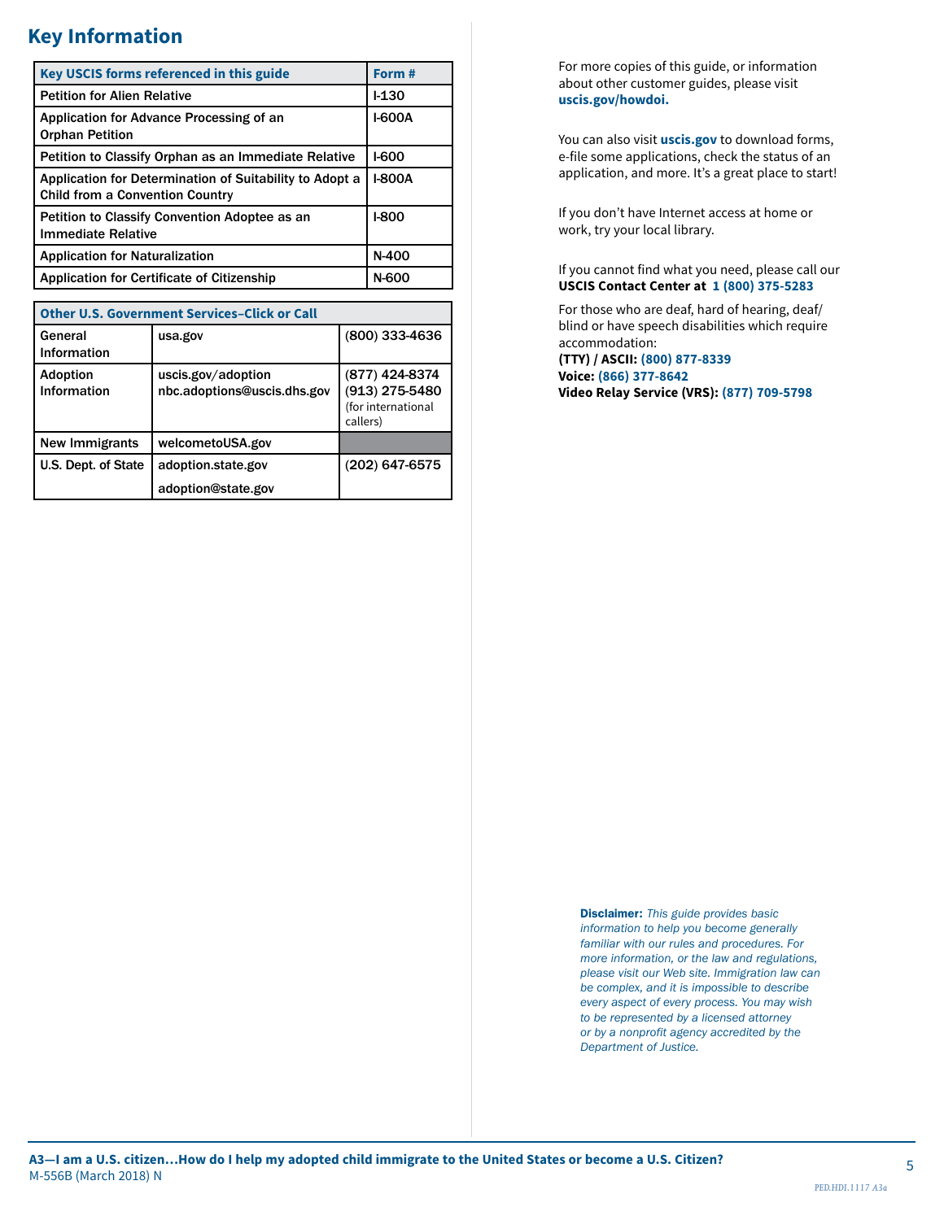## Key Information

| Key USCIS forms referenced in this guide | Form # |
|---|---|
| Petition for Alien Relative | I-130 |
| Application for Advance Processing of an Orphan Petition | I-600A |
| Petition to Classify Orphan as an Immediate Relative | I-600 |
| Application for Determination of Suitability to Adopt a Child from a Convention Country | I-800A |
| Petition to Classify Convention Adoptee as an Immediate Relative | I-800 |
| Application for Naturalization | N-400 |
| Application for Certificate of Citizenship | N-600 |

| Other U.S. Government Services–Click or Call | | |
|---|---|---|
| General Information | usa.gov | (800) 333-4636 |
| Adoption Information | uscis.gov/adoption<br>nbc.adoptions@uscis.dhs.gov | (877) 424-8374<br>(913) 275-5480 (for international callers) |
| New Immigrants | welcometoUSA.gov | |
| U.S. Dept. of State | adoption.state.gov<br>adoption@state.gov | (202) 647-6575 |

For more copies of this guide, or information about other customer guides, please visit **uscis.gov/howdoi.**

You can also visit **uscis.gov** to download forms, e-file some applications, check the status of an application, and more. It's a great place to start!

If you don't have Internet access at home or work, try your local library.

If you cannot find what you need, please call our **USCIS Contact Center at 1 (800) 375-5283**

For those who are deaf, hard of hearing, deaf/blind or have speech disabilities which require accommodation:
**(TTY) / ASCII: (800) 877-8339**
**Voice: (866) 377-8642**
**Video Relay Service (VRS): (877) 709-5798**

**Disclaimer:** *This guide provides basic information to help you become generally familiar with our rules and procedures. For more information, or the law and regulations, please visit our Web site. Immigration law can be complex, and it is impossible to describe every aspect of every process. You may wish to be represented by a licensed attorney or by a nonprofit agency accredited by the Department of Justice.*

**A3—I am a U.S. citizen…How do I help my adopted child immigrate to the United States or become a U.S. Citizen?**
M-556B (March 2018) N